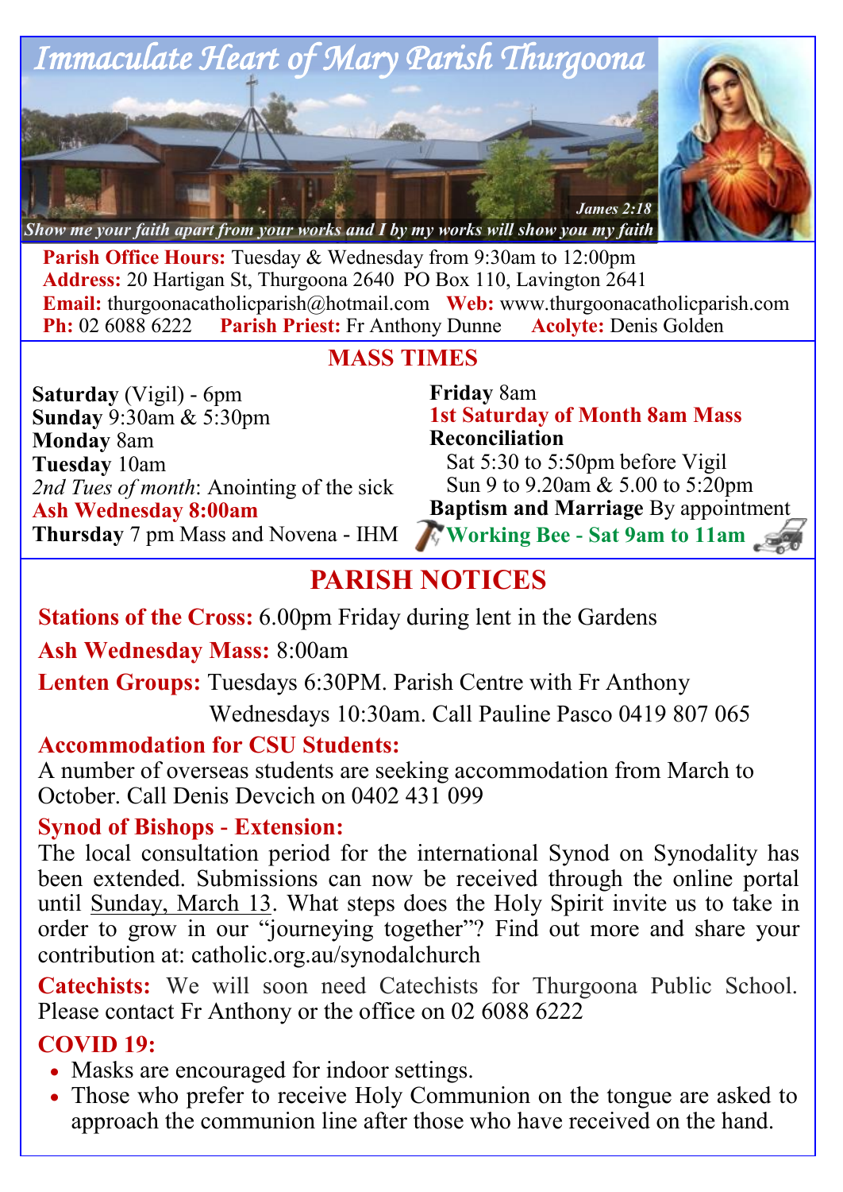# Immaculate Heart of Mary Parish Thurgoona

*Show me your faith apart from your works and I by my works will show you my faith* — *James 2:18*

**Parish Office Hours:** Tuesday & Wednesday from 9:30am to 12:00pm
**Address:** 20 Hartigan St, Thurgoona 2640 PO Box 110, Lavington 2641
**Email:** thurgoonacatholicparish@hotmail.com **Web:** www.thurgoonacatholicparish.com
**Ph:** 02 6088 6222 **Parish Priest:** Fr Anthony Dunne **Acolyte:** Denis Golden

## MASS TIMES

**Saturday** (Vigil) - 6pm
**Sunday** 9:30am & 5:30pm
**Monday** 8am
**Tuesday** 10am
*2nd Tues of month*: Anointing of the sick
**Ash Wednesday 8:00am**
**Thursday** 7 pm Mass and Novena - IHM
**Friday** 8am
**1st Saturday of Month 8am Mass**
**Reconciliation**
Sat 5:30 to 5:50pm before Vigil
Sun 9 to 9.20am & 5.00 to 5:20pm
**Baptism and Marriage** By appointment
**Working Bee - Sat 9am to 11am**

## PARISH NOTICES

**Stations of the Cross:** 6.00pm Friday during lent in the Gardens

**Ash Wednesday Mass:** 8:00am

**Lenten Groups:** Tuesdays 6:30PM. Parish Centre with Fr Anthony
Wednesdays 10:30am. Call Pauline Pasco 0419 807 065

**Accommodation for CSU Students:**
A number of overseas students are seeking accommodation from March to October. Call Denis Devcich on 0402 431 099

**Synod of Bishops - Extension:**
The local consultation period for the international Synod on Synodality has been extended. Submissions can now be received through the online portal until Sunday, March 13. What steps does the Holy Spirit invite us to take in order to grow in our "journeying together"? Find out more and share your contribution at: catholic.org.au/synodalchurch

**Catechists:** We will soon need Catechists for Thurgoona Public School. Please contact Fr Anthony or the office on 02 6088 6222

**COVID 19:**
- Masks are encouraged for indoor settings.
- Those who prefer to receive Holy Communion on the tongue are asked to approach the communion line after those who have received on the hand.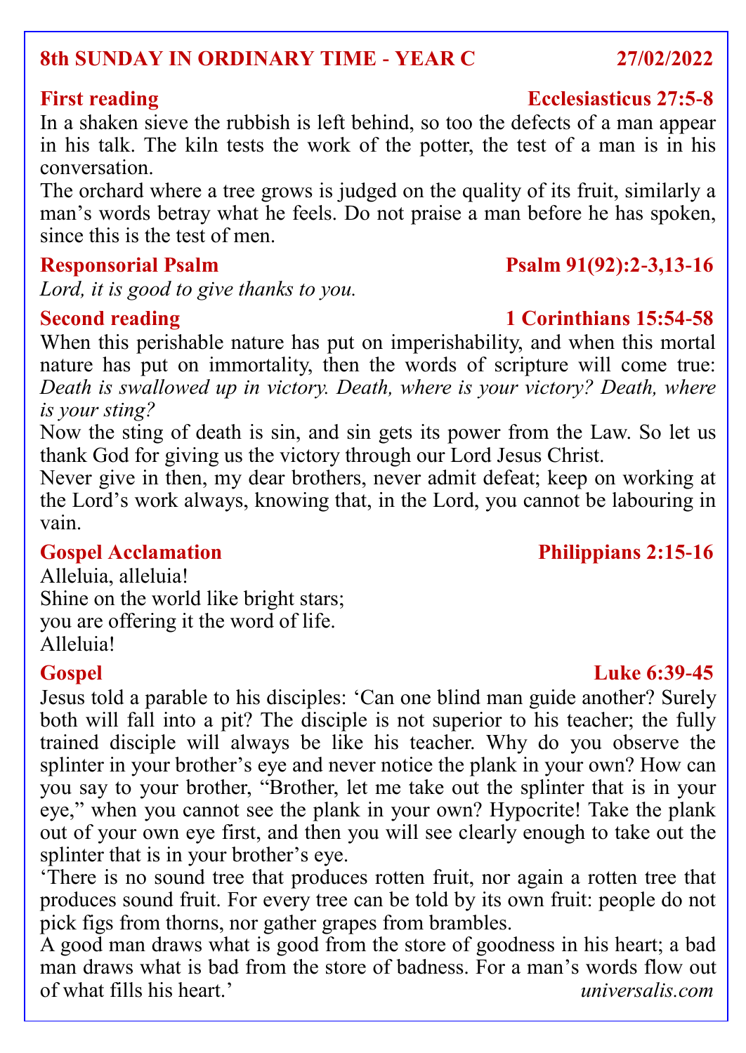## 8th SUNDAY IN ORDINARY TIME - YEAR C 27/02/2022

### First reading — Ecclesiasticus 27:5-8

In a shaken sieve the rubbish is left behind, so too the defects of a man appear in his talk. The kiln tests the work of the potter, the test of a man is in his conversation.

The orchard where a tree grows is judged on the quality of its fruit, similarly a man's words betray what he feels. Do not praise a man before he has spoken, since this is the test of men.

### Responsorial Psalm — Psalm 91(92):2-3,13-16

*Lord, it is good to give thanks to you.*

### Second reading — 1 Corinthians 15:54-58

When this perishable nature has put on imperishability, and when this mortal nature has put on immortality, then the words of scripture will come true: *Death is swallowed up in victory. Death, where is your victory? Death, where is your sting?*

Now the sting of death is sin, and sin gets its power from the Law. So let us thank God for giving us the victory through our Lord Jesus Christ.

Never give in then, my dear brothers, never admit defeat; keep on working at the Lord's work always, knowing that, in the Lord, you cannot be labouring in vain.

### Gospel Acclamation — Philippians 2:15-16

Alleluia, alleluia!
Shine on the world like bright stars;
you are offering it the word of life.
Alleluia!

### Gospel — Luke 6:39-45

Jesus told a parable to his disciples: 'Can one blind man guide another? Surely both will fall into a pit? The disciple is not superior to his teacher; the fully trained disciple will always be like his teacher. Why do you observe the splinter in your brother's eye and never notice the plank in your own? How can you say to your brother, "Brother, let me take out the splinter that is in your eye," when you cannot see the plank in your own? Hypocrite! Take the plank out of your own eye first, and then you will see clearly enough to take out the splinter that is in your brother's eye.

'There is no sound tree that produces rotten fruit, nor again a rotten tree that produces sound fruit. For every tree can be told by its own fruit: people do not pick figs from thorns, nor gather grapes from brambles.

A good man draws what is good from the store of goodness in his heart; a bad man draws what is bad from the store of badness. For a man's words flow out of what fills his heart.'

*universalis.com*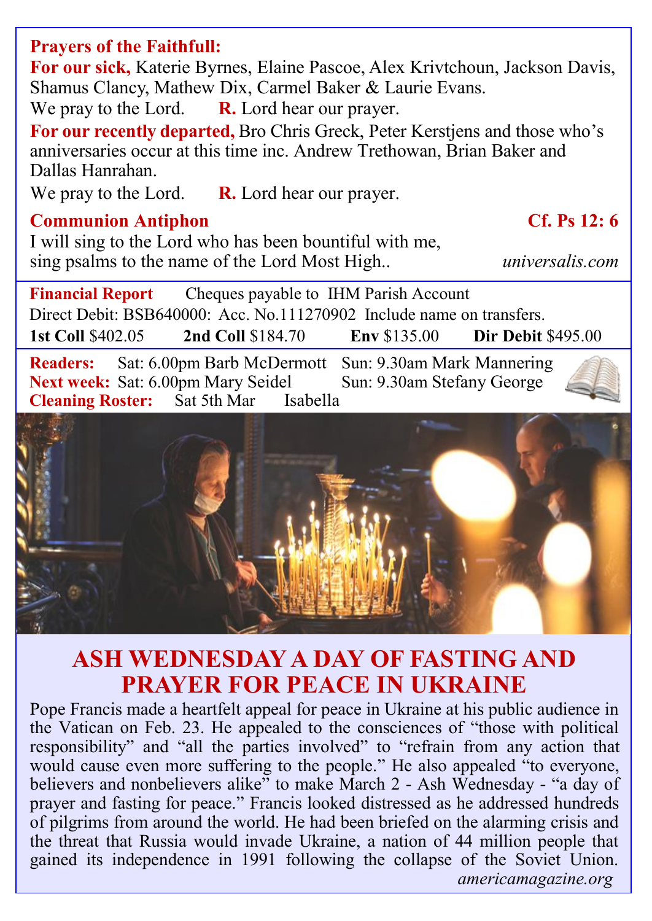**Prayers of the Faithfull:**

**For our sick,** Katerie Byrnes, Elaine Pascoe, Alex Krivtchoun, Jackson Davis, Shamus Clancy, Mathew Dix, Carmel Baker & Laurie Evans.

We pray to the Lord. **R.** Lord hear our prayer.

**For our recently departed,** Bro Chris Greck, Peter Kerstjens and those who's anniversaries occur at this time inc. Andrew Trethowan, Brian Baker and Dallas Hanrahan.

We pray to the Lord. **R.** Lord hear our prayer.

**Communion Antiphon** **Cf. Ps 12: 6**

I will sing to the Lord who has been bountiful with me,
sing psalms to the name of the Lord Most High..

*universalis.com*

**Financial Report** Cheques payable to IHM Parish Account

Direct Debit: BSB640000: Acc. No.111270902 Include name on transfers.

**1st Coll** $402.05 **2nd Coll** $184.70 **Env** $135.00 **Dir Debit** $495.00

**Readers:** Sat: 6.00pm Barb McDermott Sun: 9.30am Mark Mannering

**Next week:** Sat: 6.00pm Mary Seidel Sun: 9.30am Stefany George

**Cleaning Roster:** Sat 5th Mar Isabella

# ASH WEDNESDAY A DAY OF FASTING AND PRAYER FOR PEACE IN UKRAINE

Pope Francis made a heartfelt appeal for peace in Ukraine at his public audience in the Vatican on Feb. 23. He appealed to the consciences of "those with political responsibility" and "all the parties involved" to "refrain from any action that would cause even more suffering to the people." He also appealed "to everyone, believers and nonbelievers alike" to make March 2 - Ash Wednesday - "a day of prayer and fasting for peace." Francis looked distressed as he addressed hundreds of pilgrims from around the world. He had been briefed on the alarming crisis and the threat that Russia would invade Ukraine, a nation of 44 million people that gained its independence in 1991 following the collapse of the Soviet Union.

*americamagazine.org*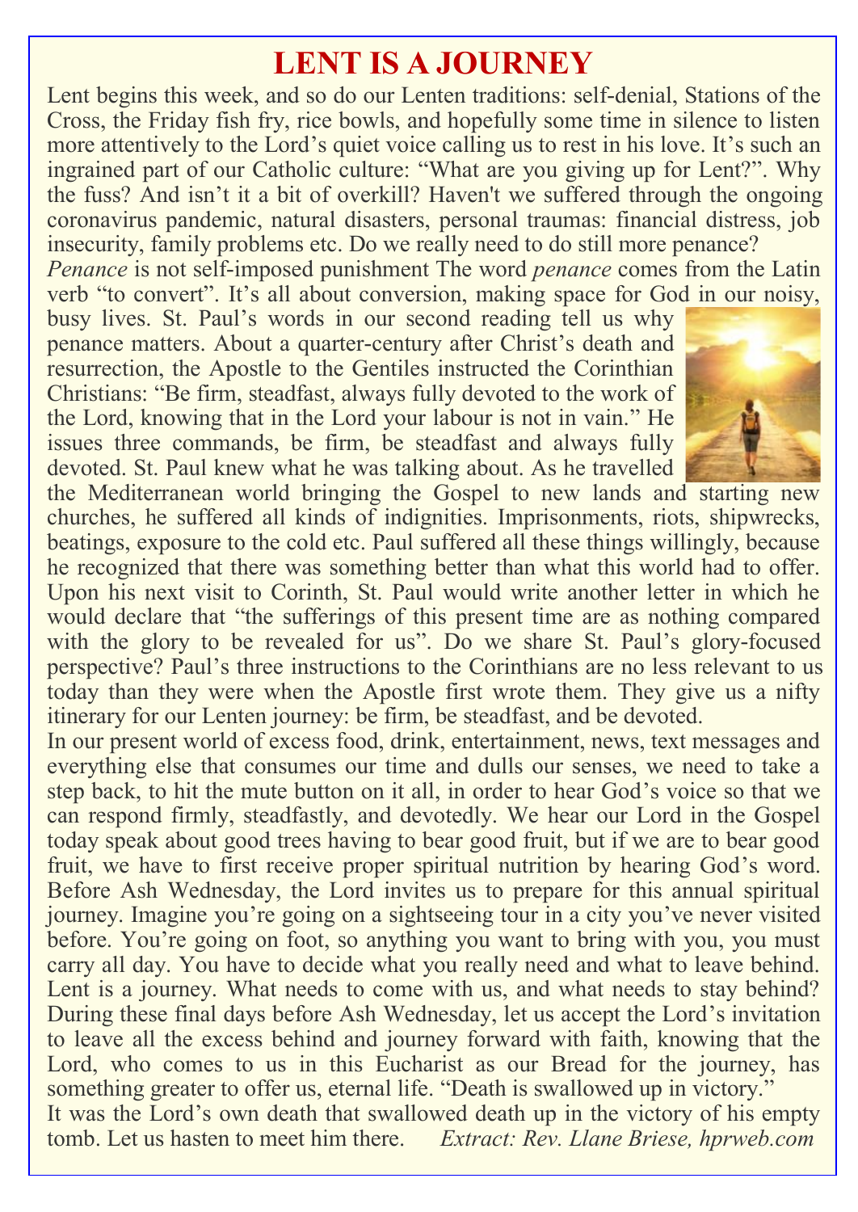# LENT IS A JOURNEY

Lent begins this week, and so do our Lenten traditions: self-denial, Stations of the Cross, the Friday fish fry, rice bowls, and hopefully some time in silence to listen more attentively to the Lord's quiet voice calling us to rest in his love. It's such an ingrained part of our Catholic culture: "What are you giving up for Lent?". Why the fuss? And isn't it a bit of overkill? Haven't we suffered through the ongoing coronavirus pandemic, natural disasters, personal traumas: financial distress, job insecurity, family problems etc. Do we really need to do still more penance?

*Penance* is not self-imposed punishment The word *penance* comes from the Latin verb "to convert". It's all about conversion, making space for God in our noisy, busy lives. St. Paul's words in our second reading tell us why penance matters. About a quarter-century after Christ's death and resurrection, the Apostle to the Gentiles instructed the Corinthian Christians: "Be firm, steadfast, always fully devoted to the work of the Lord, knowing that in the Lord your labour is not in vain." He issues three commands, be firm, be steadfast and always fully devoted. St. Paul knew what he was talking about. As he travelled the Mediterranean world bringing the Gospel to new lands and starting new churches, he suffered all kinds of indignities. Imprisonments, riots, shipwrecks, beatings, exposure to the cold etc. Paul suffered all these things willingly, because he recognized that there was something better than what this world had to offer. Upon his next visit to Corinth, St. Paul would write another letter in which he would declare that "the sufferings of this present time are as nothing compared with the glory to be revealed for us". Do we share St. Paul's glory-focused perspective? Paul's three instructions to the Corinthians are no less relevant to us today than they were when the Apostle first wrote them. They give us a nifty itinerary for our Lenten journey: be firm, be steadfast, and be devoted.

In our present world of excess food, drink, entertainment, news, text messages and everything else that consumes our time and dulls our senses, we need to take a step back, to hit the mute button on it all, in order to hear God's voice so that we can respond firmly, steadfastly, and devotedly. We hear our Lord in the Gospel today speak about good trees having to bear good fruit, but if we are to bear good fruit, we have to first receive proper spiritual nutrition by hearing God's word. Before Ash Wednesday, the Lord invites us to prepare for this annual spiritual journey. Imagine you're going on a sightseeing tour in a city you've never visited before. You're going on foot, so anything you want to bring with you, you must carry all day. You have to decide what you really need and what to leave behind. Lent is a journey. What needs to come with us, and what needs to stay behind? During these final days before Ash Wednesday, let us accept the Lord's invitation to leave all the excess behind and journey forward with faith, knowing that the Lord, who comes to us in this Eucharist as our Bread for the journey, has something greater to offer us, eternal life. "Death is swallowed up in victory."

It was the Lord's own death that swallowed death up in the victory of his empty tomb. Let us hasten to meet him there. *Extract: Rev. Llane Briese, hprweb.com*